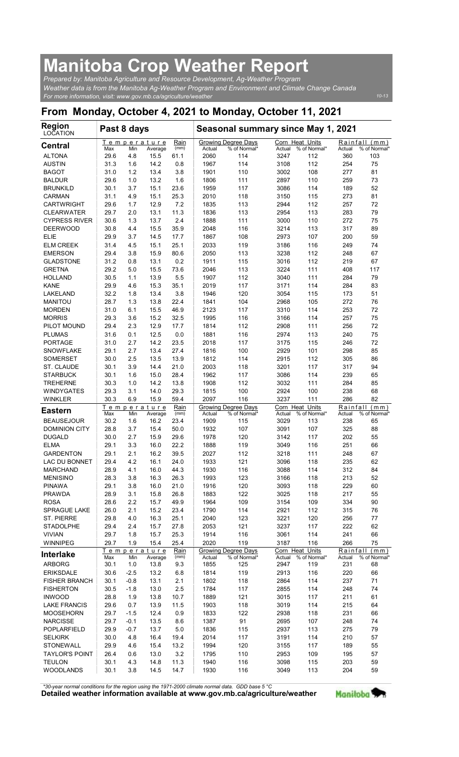# Manitoba Crop Weather Report

*Prepared by: Manitoba Agriculture and Resource Development, Ag-Weather Program*
*Weather data is from the Manitoba Ag-Weather Program and Environment and Climate Change Canada*
*For more information, visit: www.gov.mb.ca/agriculture/weather*

10-13

## From Monday, October 4, 2021 to Monday, October 11, 2021

| Region LOCATION | Past 8 days | | | | Seasonal summary since May 1, 2021 | | | | | |
|---|---|---|---|---|---|---|---|---|---|---|
| | Temperature | | | Rain | Growing Degree Days | | Corn Heat Units | | Rainfall (mm) | |
| **Central** | Max | Min | Average | (mm) | Actual | % of Normal* | Actual | % of Normal* | Actual | % of Normal* |
| ALTONA | 29.6 | 4.8 | 15.5 | 61.1 | 2060 | 114 | 3247 | 112 | 360 | 103 |
| AUSTIN | 31.3 | 1.6 | 14.2 | 0.8 | 1967 | 114 | 3108 | 112 | 254 | 75 |
| BAGOT | 31.0 | 1.2 | 13.4 | 3.8 | 1901 | 110 | 3002 | 108 | 277 | 81 |
| BALDUR | 29.6 | 1.0 | 13.2 | 1.6 | 1806 | 111 | 2897 | 110 | 259 | 73 |
| BRUNKILD | 30.1 | 3.7 | 15.1 | 23.6 | 1959 | 117 | 3086 | 114 | 189 | 52 |
| CARMAN | 31.1 | 4.9 | 15.1 | 25.3 | 2010 | 118 | 3150 | 115 | 273 | 81 |
| CARTWRIGHT | 29.6 | 1.7 | 12.9 | 7.2 | 1835 | 113 | 2944 | 112 | 257 | 72 |
| CLEARWATER | 29.7 | 2.0 | 13.1 | 11.3 | 1836 | 113 | 2954 | 113 | 283 | 79 |
| CYPRESS RIVER | 30.6 | 1.3 | 13.7 | 2.4 | 1888 | 111 | 3000 | 110 | 272 | 75 |
| DEERWOOD | 30.8 | 4.4 | 15.5 | 35.9 | 2048 | 116 | 3214 | 113 | 317 | 89 |
| ELIE | 29.9 | 3.7 | 14.5 | 17.7 | 1867 | 108 | 2973 | 107 | 200 | 59 |
| ELM CREEK | 31.4 | 4.5 | 15.1 | 25.1 | 2033 | 119 | 3186 | 116 | 249 | 74 |
| EMERSON | 29.4 | 3.8 | 15.9 | 80.6 | 2050 | 113 | 3238 | 112 | 248 | 67 |
| GLADSTONE | 31.2 | 0.8 | 13.1 | 0.2 | 1911 | 115 | 3016 | 112 | 219 | 67 |
| GRETNA | 29.2 | 5.0 | 15.5 | 73.6 | 2046 | 113 | 3224 | 111 | 408 | 117 |
| HOLLAND | 30.5 | 1.1 | 13.9 | 5.5 | 1907 | 112 | 3040 | 111 | 284 | 79 |
| KANE | 29.9 | 4.6 | 15.3 | 35.1 | 2019 | 117 | 3171 | 114 | 284 | 83 |
| LAKELAND | 32.2 | 1.8 | 13.4 | 3.8 | 1946 | 120 | 3054 | 115 | 173 | 51 |
| MANITOU | 28.7 | 1.3 | 13.8 | 22.4 | 1841 | 104 | 2968 | 105 | 272 | 76 |
| MORDEN | 31.0 | 6.1 | 15.5 | 46.9 | 2123 | 117 | 3310 | 114 | 253 | 72 |
| MORRIS | 29.3 | 3.6 | 15.2 | 32.5 | 1995 | 116 | 3166 | 114 | 257 | 75 |
| PILOT MOUND | 29.4 | 2.3 | 12.9 | 17.7 | 1814 | 112 | 2908 | 111 | 256 | 72 |
| PLUMAS | 31.6 | 0.1 | 12.5 | 0.0 | 1881 | 116 | 2974 | 113 | 240 | 75 |
| PORTAGE | 31.0 | 2.7 | 14.2 | 23.5 | 2018 | 117 | 3175 | 115 | 246 | 72 |
| SNOWFLAKE | 29.1 | 2.7 | 13.4 | 27.4 | 1816 | 100 | 2929 | 101 | 298 | 85 |
| SOMERSET | 30.0 | 2.5 | 13.5 | 13.9 | 1812 | 114 | 2915 | 112 | 305 | 86 |
| ST. CLAUDE | 30.1 | 3.9 | 14.4 | 21.0 | 2003 | 118 | 3201 | 117 | 317 | 94 |
| STARBUCK | 30.1 | 1.6 | 15.0 | 28.4 | 1962 | 117 | 3086 | 114 | 239 | 65 |
| TREHERNE | 30.3 | 1.0 | 14.2 | 13.8 | 1908 | 112 | 3032 | 111 | 284 | 85 |
| WINDYGATES | 29.3 | 3.1 | 14.0 | 29.3 | 1815 | 100 | 2924 | 100 | 238 | 68 |
| WINKLER | 30.3 | 6.9 | 15.9 | 59.4 | 2097 | 116 | 3237 | 111 | 286 | 82 |
| **Eastern** | Max | Min | Average | (mm) | Actual | % of Normal* | Actual | % of Normal* | Actual | % of Normal* |
| BEAUSEJOUR | 30.2 | 1.6 | 16.2 | 23.4 | 1909 | 115 | 3029 | 113 | 238 | 65 |
| DOMINION CITY | 28.8 | 3.7 | 15.4 | 50.0 | 1932 | 107 | 3091 | 107 | 325 | 88 |
| DUGALD | 30.0 | 2.7 | 15.9 | 29.6 | 1978 | 120 | 3142 | 117 | 202 | 55 |
| ELMA | 29.1 | 3.3 | 16.0 | 22.2 | 1888 | 119 | 3049 | 116 | 251 | 66 |
| GARDENTON | 29.1 | 2.1 | 16.2 | 39.5 | 2027 | 112 | 3218 | 111 | 248 | 67 |
| LAC DU BONNET | 29.4 | 4.2 | 16.1 | 24.0 | 1933 | 121 | 3096 | 118 | 235 | 62 |
| MARCHAND | 28.9 | 4.1 | 16.0 | 44.3 | 1930 | 116 | 3088 | 114 | 312 | 84 |
| MENISINO | 28.3 | 3.8 | 16.3 | 26.3 | 1993 | 123 | 3166 | 118 | 213 | 52 |
| PINAWA | 29.1 | 3.8 | 16.0 | 21.0 | 1916 | 120 | 3093 | 118 | 229 | 60 |
| PRAWDA | 28.9 | 3.1 | 15.8 | 26.8 | 1883 | 122 | 3025 | 118 | 217 | 55 |
| ROSA | 28.6 | 2.2 | 15.7 | 49.9 | 1964 | 109 | 3154 | 109 | 334 | 90 |
| SPRAGUE LAKE | 26.0 | 2.1 | 15.2 | 23.4 | 1790 | 114 | 2921 | 112 | 315 | 76 |
| ST. PIERRE | 29.8 | 4.0 | 16.3 | 25.1 | 2040 | 123 | 3221 | 120 | 256 | 77 |
| STADOLPHE | 29.4 | 2.4 | 15.7 | 27.8 | 2053 | 121 | 3237 | 117 | 222 | 62 |
| VIVIAN | 29.7 | 1.8 | 15.7 | 25.3 | 1914 | 116 | 3061 | 114 | 241 | 66 |
| WINNIPEG | 29.7 | 1.9 | 15.4 | 25.4 | 2020 | 119 | 3187 | 116 | 266 | 75 |
| **Interlake** | Max | Min | Average | (mm) | Actual | % of Normal* | Actual | % of Normal* | Actual | % of Normal* |
| ARBORG | 30.1 | 1.0 | 13.8 | 9.3 | 1855 | 125 | 2947 | 119 | 231 | 68 |
| ERIKSDALE | 30.6 | -2.5 | 13.2 | 6.8 | 1814 | 119 | 2913 | 116 | 220 | 66 |
| FISHER BRANCH | 30.1 | -0.8 | 13.1 | 2.1 | 1802 | 118 | 2864 | 114 | 237 | 71 |
| FISHERTON | 30.5 | -1.8 | 13.0 | 2.5 | 1784 | 117 | 2855 | 114 | 248 | 74 |
| INWOOD | 28.8 | 1.9 | 13.8 | 10.7 | 1889 | 121 | 3015 | 117 | 211 | 61 |
| LAKE FRANCIS | 29.6 | 0.7 | 13.9 | 11.5 | 1903 | 118 | 3019 | 114 | 215 | 64 |
| MOOSEHORN | 29.7 | -1.5 | 12.4 | 0.9 | 1833 | 122 | 2938 | 118 | 231 | 66 |
| NARCISSE | 29.7 | -0.1 | 13.5 | 8.6 | 1387 | 91 | 2695 | 107 | 248 | 74 |
| POPLARFIELD | 29.9 | -0.7 | 13.7 | 5.0 | 1836 | 115 | 2937 | 113 | 275 | 79 |
| SELKIRK | 30.0 | 4.8 | 16.4 | 19.4 | 2014 | 117 | 3191 | 114 | 210 | 57 |
| STONEWALL | 29.9 | 4.6 | 15.4 | 13.2 | 1994 | 120 | 3155 | 117 | 189 | 55 |
| TAYLOR'S POINT | 26.4 | 0.6 | 13.0 | 3.2 | 1795 | 110 | 2953 | 109 | 195 | 57 |
| TEULON | 30.1 | 4.3 | 14.8 | 11.3 | 1940 | 116 | 3098 | 115 | 203 | 59 |
| WOODLANDS | 30.1 | 3.8 | 14.5 | 14.7 | 1930 | 116 | 3049 | 113 | 204 | 59 |

*\*30-year normal conditions for the region using the 1971-2000 climate normal data. GDD base 5 °C*

**Detailed weather information available at www.gov.mb.ca/agriculture/weather**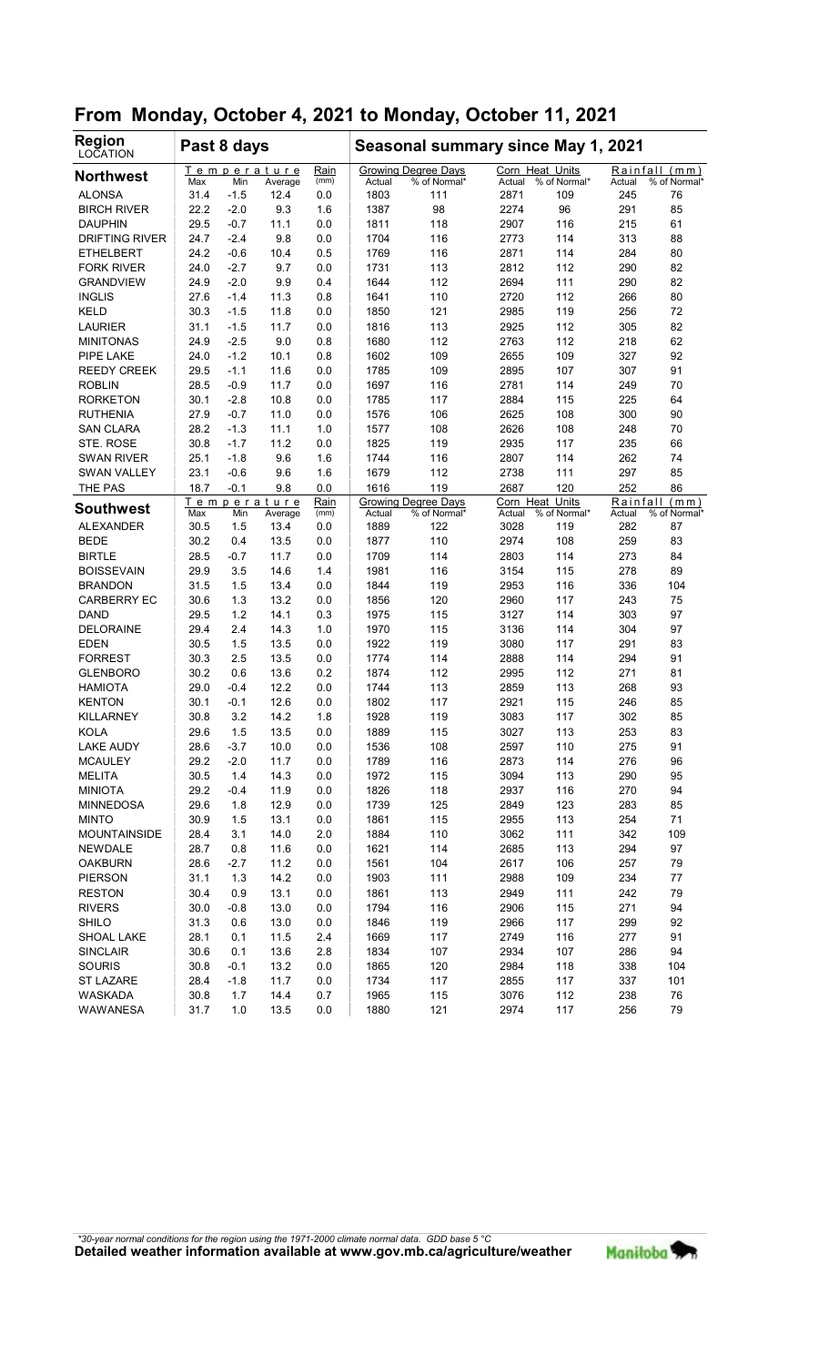# From Monday, October 4, 2021 to Monday, October 11, 2021

| Region LOCATION | Past 8 days | | | | Seasonal summary since May 1, 2021 | | | | | |
|---|---|---|---|---|---|---|---|---|---|---|
| | Temperature | | | Rain | Growing Degree Days | | Corn Heat Units | | Rainfall (mm) | |
| **Northwest** | Max | Min | Average | (mm) | Actual | % of Normal* | Actual | % of Normal* | Actual | % of Normal* |
| ALONSA | 31.4 | -1.5 | 12.4 | 0.0 | 1803 | 111 | 2871 | 109 | 245 | 76 |
| BIRCH RIVER | 22.2 | -2.0 | 9.3 | 1.6 | 1387 | 98 | 2274 | 96 | 291 | 85 |
| DAUPHIN | 29.5 | -0.7 | 11.1 | 0.0 | 1811 | 118 | 2907 | 116 | 215 | 61 |
| DRIFTING RIVER | 24.7 | -2.4 | 9.8 | 0.0 | 1704 | 116 | 2773 | 114 | 313 | 88 |
| ETHELBERT | 24.2 | -0.6 | 10.4 | 0.5 | 1769 | 116 | 2871 | 114 | 284 | 80 |
| FORK RIVER | 24.0 | -2.7 | 9.7 | 0.0 | 1731 | 113 | 2812 | 112 | 290 | 82 |
| GRANDVIEW | 24.9 | -2.0 | 9.9 | 0.4 | 1644 | 112 | 2694 | 111 | 290 | 82 |
| INGLIS | 27.6 | -1.4 | 11.3 | 0.8 | 1641 | 110 | 2720 | 112 | 266 | 80 |
| KELD | 30.3 | -1.5 | 11.8 | 0.0 | 1850 | 121 | 2985 | 119 | 256 | 72 |
| LAURIER | 31.1 | -1.5 | 11.7 | 0.0 | 1816 | 113 | 2925 | 112 | 305 | 82 |
| MINITONAS | 24.9 | -2.5 | 9.0 | 0.8 | 1680 | 112 | 2763 | 112 | 218 | 62 |
| PIPE LAKE | 24.0 | -1.2 | 10.1 | 0.8 | 1602 | 109 | 2655 | 109 | 327 | 92 |
| REEDY CREEK | 29.5 | -1.1 | 11.6 | 0.0 | 1785 | 109 | 2895 | 107 | 307 | 91 |
| ROBLIN | 28.5 | -0.9 | 11.7 | 0.0 | 1697 | 116 | 2781 | 114 | 249 | 70 |
| RORKETON | 30.1 | -2.8 | 10.8 | 0.0 | 1785 | 117 | 2884 | 115 | 225 | 64 |
| RUTHENIA | 27.9 | -0.7 | 11.0 | 0.0 | 1576 | 106 | 2625 | 108 | 300 | 90 |
| SAN CLARA | 28.2 | -1.3 | 11.1 | 1.0 | 1577 | 108 | 2626 | 108 | 248 | 70 |
| STE. ROSE | 30.8 | -1.7 | 11.2 | 0.0 | 1825 | 119 | 2935 | 117 | 235 | 66 |
| SWAN RIVER | 25.1 | -1.8 | 9.6 | 1.6 | 1744 | 116 | 2807 | 114 | 262 | 74 |
| SWAN VALLEY | 23.1 | -0.6 | 9.6 | 1.6 | 1679 | 112 | 2738 | 111 | 297 | 85 |
| THE PAS | 18.7 | -0.1 | 9.8 | 0.0 | 1616 | 119 | 2687 | 120 | 252 | 86 |
| | Temperature | | | Rain | Growing Degree Days | | Corn Heat Units | | Rainfall (mm) | |
| **Southwest** | Max | Min | Average | (mm) | Actual | % of Normal* | Actual | % of Normal* | Actual | % of Normal* |
| ALEXANDER | 30.5 | 1.5 | 13.4 | 0.0 | 1889 | 122 | 3028 | 119 | 282 | 87 |
| BEDE | 30.2 | 0.4 | 13.5 | 0.0 | 1877 | 110 | 2974 | 108 | 259 | 83 |
| BIRTLE | 28.5 | -0.7 | 11.7 | 0.0 | 1709 | 114 | 2803 | 114 | 273 | 84 |
| BOISSEVAIN | 29.9 | 3.5 | 14.6 | 1.4 | 1981 | 116 | 3154 | 115 | 278 | 89 |
| BRANDON | 31.5 | 1.5 | 13.4 | 0.0 | 1844 | 119 | 2953 | 116 | 336 | 104 |
| CARBERRY EC | 30.6 | 1.3 | 13.2 | 0.0 | 1856 | 120 | 2960 | 117 | 243 | 75 |
| DAND | 29.5 | 1.2 | 14.1 | 0.3 | 1975 | 115 | 3127 | 114 | 303 | 97 |
| DELORAINE | 29.4 | 2.4 | 14.3 | 1.0 | 1970 | 115 | 3136 | 114 | 304 | 97 |
| EDEN | 30.5 | 1.5 | 13.5 | 0.0 | 1922 | 119 | 3080 | 117 | 291 | 83 |
| FORREST | 30.3 | 2.5 | 13.5 | 0.0 | 1774 | 114 | 2888 | 114 | 294 | 91 |
| GLENBORO | 30.2 | 0.6 | 13.6 | 0.2 | 1874 | 112 | 2995 | 112 | 271 | 81 |
| HAMIOTA | 29.0 | -0.4 | 12.2 | 0.0 | 1744 | 113 | 2859 | 113 | 268 | 93 |
| KENTON | 30.1 | -0.1 | 12.6 | 0.0 | 1802 | 117 | 2921 | 115 | 246 | 85 |
| KILLARNEY | 30.8 | 3.2 | 14.2 | 1.8 | 1928 | 119 | 3083 | 117 | 302 | 85 |
| KOLA | 29.6 | 1.5 | 13.5 | 0.0 | 1889 | 115 | 3027 | 113 | 253 | 83 |
| LAKE AUDY | 28.6 | -3.7 | 10.0 | 0.0 | 1536 | 108 | 2597 | 110 | 275 | 91 |
| MCAULEY | 29.2 | -2.0 | 11.7 | 0.0 | 1789 | 116 | 2873 | 114 | 276 | 96 |
| MELITA | 30.5 | 1.4 | 14.3 | 0.0 | 1972 | 115 | 3094 | 113 | 290 | 95 |
| MINIOTA | 29.2 | -0.4 | 11.9 | 0.0 | 1826 | 118 | 2937 | 116 | 270 | 94 |
| MINNEDOSA | 29.6 | 1.8 | 12.9 | 0.0 | 1739 | 125 | 2849 | 123 | 283 | 85 |
| MINTO | 30.9 | 1.5 | 13.1 | 0.0 | 1861 | 115 | 2955 | 113 | 254 | 71 |
| MOUNTAINSIDE | 28.4 | 3.1 | 14.0 | 2.0 | 1884 | 110 | 3062 | 111 | 342 | 109 |
| NEWDALE | 28.7 | 0.8 | 11.6 | 0.0 | 1621 | 114 | 2685 | 113 | 294 | 97 |
| OAKBURN | 28.6 | -2.7 | 11.2 | 0.0 | 1561 | 104 | 2617 | 106 | 257 | 79 |
| PIERSON | 31.1 | 1.3 | 14.2 | 0.0 | 1903 | 111 | 2988 | 109 | 234 | 77 |
| RESTON | 30.4 | 0.9 | 13.1 | 0.0 | 1861 | 113 | 2949 | 111 | 242 | 79 |
| RIVERS | 30.0 | -0.8 | 13.0 | 0.0 | 1794 | 116 | 2906 | 115 | 271 | 94 |
| SHILO | 31.3 | 0.6 | 13.0 | 0.0 | 1846 | 119 | 2966 | 117 | 299 | 92 |
| SHOAL LAKE | 28.1 | 0.1 | 11.5 | 2.4 | 1669 | 117 | 2749 | 116 | 277 | 91 |
| SINCLAIR | 30.6 | 0.1 | 13.6 | 2.8 | 1834 | 107 | 2934 | 107 | 286 | 94 |
| SOURIS | 30.8 | -0.1 | 13.2 | 0.0 | 1865 | 120 | 2984 | 118 | 338 | 104 |
| ST LAZARE | 28.4 | -1.8 | 11.7 | 0.0 | 1734 | 117 | 2855 | 117 | 337 | 101 |
| WASKADA | 30.8 | 1.7 | 14.4 | 0.7 | 1965 | 115 | 3076 | 112 | 238 | 76 |
| WAWANESA | 31.7 | 1.0 | 13.5 | 0.0 | 1880 | 121 | 2974 | 117 | 256 | 79 |

*30-year normal conditions for the region using the 1971-2000 climate normal data. GDD base 5 °C

**Detailed weather information available at www.gov.mb.ca/agriculture/weather**